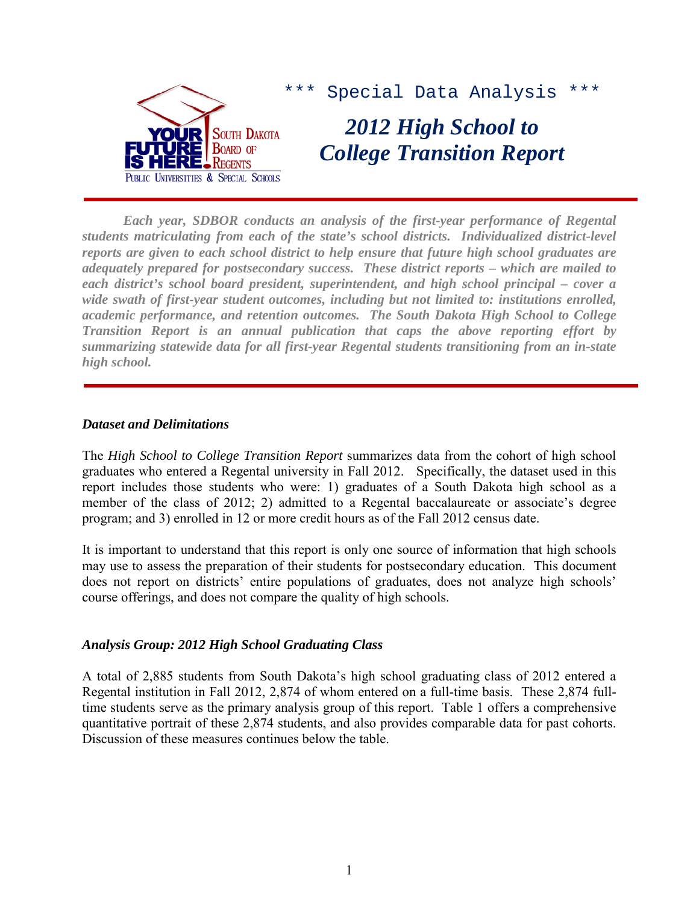\*\*\* Special Data Analysis \*\*\*

# *2012 High School to College Transition Report*

***Each year, SDBOR conducts an analysis of the first-year performance of Regental students matriculating from each of the state's school districts. Individualized district-level reports are given to each school district to help ensure that future high school graduates are adequately prepared for postsecondary success. These district reports – which are mailed to each district's school board president, superintendent, and high school principal – cover a wide swath of first-year student outcomes, including but not limited to: institutions enrolled, academic performance, and retention outcomes. The South Dakota High School to College Transition Report is an annual publication that caps the above reporting effort by summarizing statewide data for all first-year Regental students transitioning from an in-state high school.***

### *Dataset and Delimitations*

The *High School to College Transition Report* summarizes data from the cohort of high school graduates who entered a Regental university in Fall 2012. Specifically, the dataset used in this report includes those students who were: 1) graduates of a South Dakota high school as a member of the class of 2012; 2) admitted to a Regental baccalaureate or associate's degree program; and 3) enrolled in 12 or more credit hours as of the Fall 2012 census date.

It is important to understand that this report is only one source of information that high schools may use to assess the preparation of their students for postsecondary education. This document does not report on districts' entire populations of graduates, does not analyze high schools' course offerings, and does not compare the quality of high schools.

### *Analysis Group: 2012 High School Graduating Class*

A total of 2,885 students from South Dakota's high school graduating class of 2012 entered a Regental institution in Fall 2012, 2,874 of whom entered on a full-time basis. These 2,874 full-time students serve as the primary analysis group of this report. Table 1 offers a comprehensive quantitative portrait of these 2,874 students, and also provides comparable data for past cohorts. Discussion of these measures continues below the table.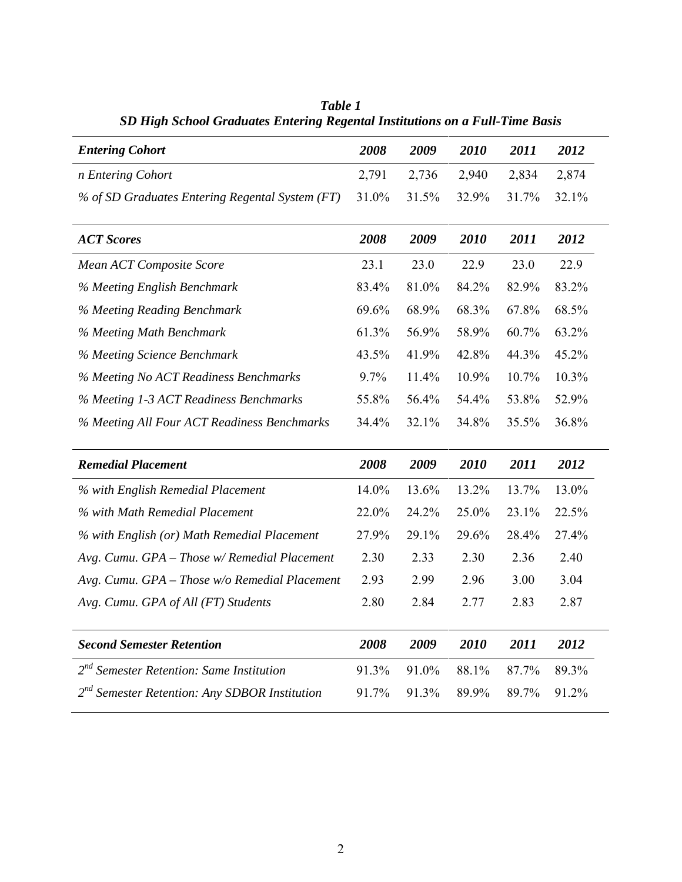***Table 1***
***SD High School Graduates Entering Regental Institutions on a Full-Time Basis***

| *Entering Cohort* | *2008* | *2009* | *2010* | *2011* | *2012* |
|---|---|---|---|---|---|
| *n Entering Cohort* | 2,791 | 2,736 | 2,940 | 2,834 | 2,874 |
| *% of SD Graduates Entering Regental System (FT)* | 31.0% | 31.5% | 32.9% | 31.7% | 32.1% |
| ***ACT Scores*** | ***2008*** | ***2009*** | ***2010*** | ***2011*** | ***2012*** |
| *Mean ACT Composite Score* | 23.1 | 23.0 | 22.9 | 23.0 | 22.9 |
| *% Meeting English Benchmark* | 83.4% | 81.0% | 84.2% | 82.9% | 83.2% |
| *% Meeting Reading Benchmark* | 69.6% | 68.9% | 68.3% | 67.8% | 68.5% |
| *% Meeting Math Benchmark* | 61.3% | 56.9% | 58.9% | 60.7% | 63.2% |
| *% Meeting Science Benchmark* | 43.5% | 41.9% | 42.8% | 44.3% | 45.2% |
| *% Meeting No ACT Readiness Benchmarks* | 9.7% | 11.4% | 10.9% | 10.7% | 10.3% |
| *% Meeting 1-3 ACT Readiness Benchmarks* | 55.8% | 56.4% | 54.4% | 53.8% | 52.9% |
| *% Meeting All Four ACT Readiness Benchmarks* | 34.4% | 32.1% | 34.8% | 35.5% | 36.8% |
| ***Remedial Placement*** | ***2008*** | ***2009*** | ***2010*** | ***2011*** | ***2012*** |
| *% with English Remedial Placement* | 14.0% | 13.6% | 13.2% | 13.7% | 13.0% |
| *% with Math Remedial Placement* | 22.0% | 24.2% | 25.0% | 23.1% | 22.5% |
| *% with English (or) Math Remedial Placement* | 27.9% | 29.1% | 29.6% | 28.4% | 27.4% |
| *Avg. Cumu. GPA – Those w/ Remedial Placement* | 2.30 | 2.33 | 2.30 | 2.36 | 2.40 |
| *Avg. Cumu. GPA – Those w/o Remedial Placement* | 2.93 | 2.99 | 2.96 | 3.00 | 3.04 |
| *Avg. Cumu. GPA of All (FT) Students* | 2.80 | 2.84 | 2.77 | 2.83 | 2.87 |
| ***Second Semester Retention*** | ***2008*** | ***2009*** | ***2010*** | ***2011*** | ***2012*** |
| *2nd Semester Retention: Same Institution* | 91.3% | 91.0% | 88.1% | 87.7% | 89.3% |
| *2nd Semester Retention: Any SDBOR Institution* | 91.7% | 91.3% | 89.9% | 89.7% | 91.2% |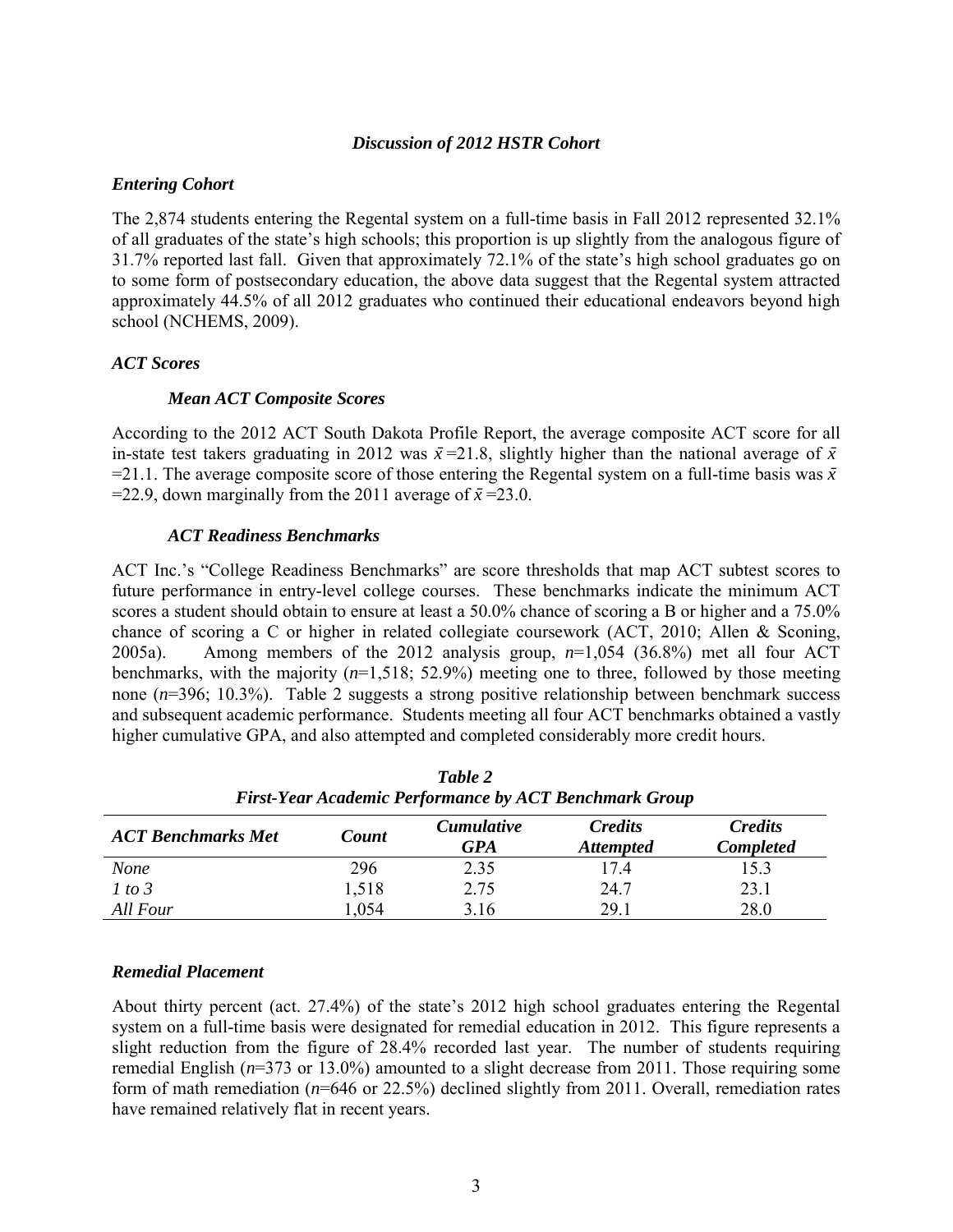### *Discussion of 2012 HSTR Cohort*

#### *Entering Cohort*

The 2,874 students entering the Regental system on a full-time basis in Fall 2012 represented 32.1% of all graduates of the state's high schools; this proportion is up slightly from the analogous figure of 31.7% reported last fall. Given that approximately 72.1% of the state's high school graduates go on to some form of postsecondary education, the above data suggest that the Regental system attracted approximately 44.5% of all 2012 graduates who continued their educational endeavors beyond high school (NCHEMS, 2009).

#### *ACT Scores*

##### *Mean ACT Composite Scores*

According to the 2012 ACT South Dakota Profile Report, the average composite ACT score for all in-state test takers graduating in 2012 was $\bar{x}=21.8$, slightly higher than the national average of $\bar{x}=21.1$. The average composite score of those entering the Regental system on a full-time basis was $\bar{x}=22.9$, down marginally from the 2011 average of $\bar{x}=23.0$.

##### *ACT Readiness Benchmarks*

ACT Inc.'s "College Readiness Benchmarks" are score thresholds that map ACT subtest scores to future performance in entry-level college courses. These benchmarks indicate the minimum ACT scores a student should obtain to ensure at least a 50.0% chance of scoring a B or higher and a 75.0% chance of scoring a C or higher in related collegiate coursework (ACT, 2010; Allen & Sconing, 2005a). Among members of the 2012 analysis group, *n*=1,054 (36.8%) met all four ACT benchmarks, with the majority (*n*=1,518; 52.9%) meeting one to three, followed by those meeting none (*n*=396; 10.3%). Table 2 suggests a strong positive relationship between benchmark success and subsequent academic performance. Students meeting all four ACT benchmarks obtained a vastly higher cumulative GPA, and also attempted and completed considerably more credit hours.

***Table 2***
***First-Year Academic Performance by ACT Benchmark Group***

| *ACT Benchmarks Met* | *Count* | *Cumulative GPA* | *Credits Attempted* | *Credits Completed* |
|---|---|---|---|---|
| *None* | 296 | 2.35 | 17.4 | 15.3 |
| *1 to 3* | 1,518 | 2.75 | 24.7 | 23.1 |
| *All Four* | 1,054 | 3.16 | 29.1 | 28.0 |

#### *Remedial Placement*

About thirty percent (act. 27.4%) of the state's 2012 high school graduates entering the Regental system on a full-time basis were designated for remedial education in 2012. This figure represents a slight reduction from the figure of 28.4% recorded last year. The number of students requiring remedial English (*n*=373 or 13.0%) amounted to a slight decrease from 2011. Those requiring some form of math remediation (*n*=646 or 22.5%) declined slightly from 2011. Overall, remediation rates have remained relatively flat in recent years.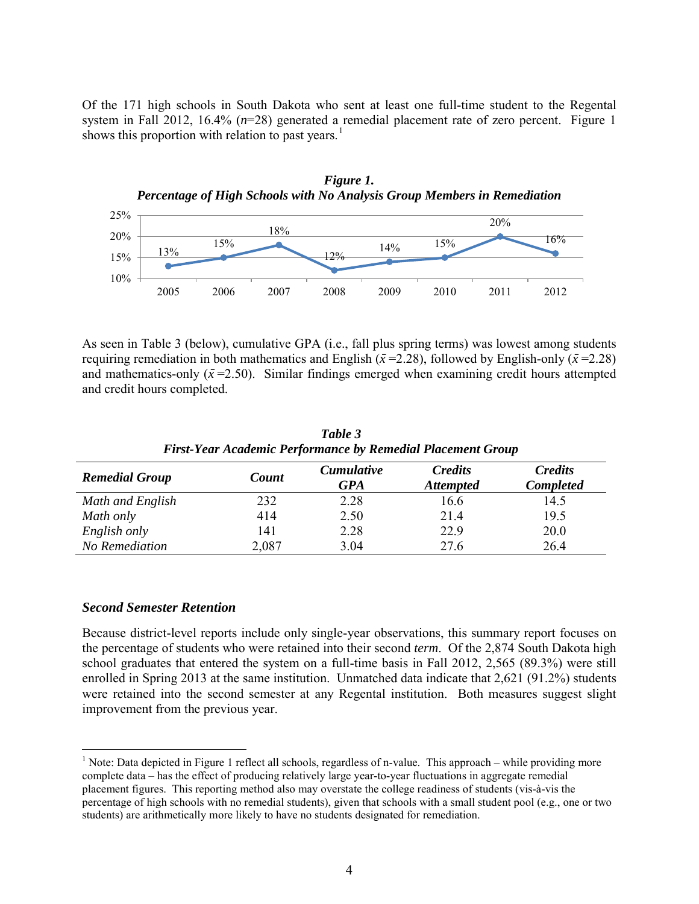Of the 171 high schools in South Dakota who sent at least one full-time student to the Regental system in Fall 2012, 16.4% (*n*=28) generated a remedial placement rate of zero percent. Figure 1 shows this proportion with relation to past years.[1]

***Figure 1.***
***Percentage of High Schools with No Analysis Group Members in Remediation***

25%
20%
15%
10%

13%
15%
18%
12%
14%
15%
20%
16%

2005
2006
2007
2008
2009
2010
2011
2012

As seen in Table 3 (below), cumulative GPA (i.e., fall plus spring terms) was lowest among students requiring remediation in both mathematics and English ($\bar{x}$ =2.28), followed by English-only ($\bar{x}$ =2.28) and mathematics-only ($\bar{x}$ =2.50). Similar findings emerged when examining credit hours attempted and credit hours completed.

***Table 3***
***First-Year Academic Performance by Remedial Placement Group***

| *Remedial Group* | *Count* | *Cumulative GPA* | *Credits Attempted* | *Credits Completed* |
|---|---|---|---|---|
| *Math and English* | 232 | 2.28 | 16.6 | 14.5 |
| *Math only* | 414 | 2.50 | 21.4 | 19.5 |
| *English only* | 141 | 2.28 | 22.9 | 20.0 |
| *No Remediation* | 2,087 | 3.04 | 27.6 | 26.4 |

### *Second Semester Retention*

Because district-level reports include only single-year observations, this summary report focuses on the percentage of students who were retained into their second *term*. Of the 2,874 South Dakota high school graduates that entered the system on a full-time basis in Fall 2012, 2,565 (89.3%) were still enrolled in Spring 2013 at the same institution. Unmatched data indicate that 2,621 (91.2%) students were retained into the second semester at any Regental institution. Both measures suggest slight improvement from the previous year.

---

[1] Note: Data depicted in Figure 1 reflect all schools, regardless of n-value. This approach – while providing more complete data – has the effect of producing relatively large year-to-year fluctuations in aggregate remedial placement figures. This reporting method also may overstate the college readiness of students (vis-à-vis the percentage of high schools with no remedial students), given that schools with a small student pool (e.g., one or two students) are arithmetically more likely to have no students designated for remediation.